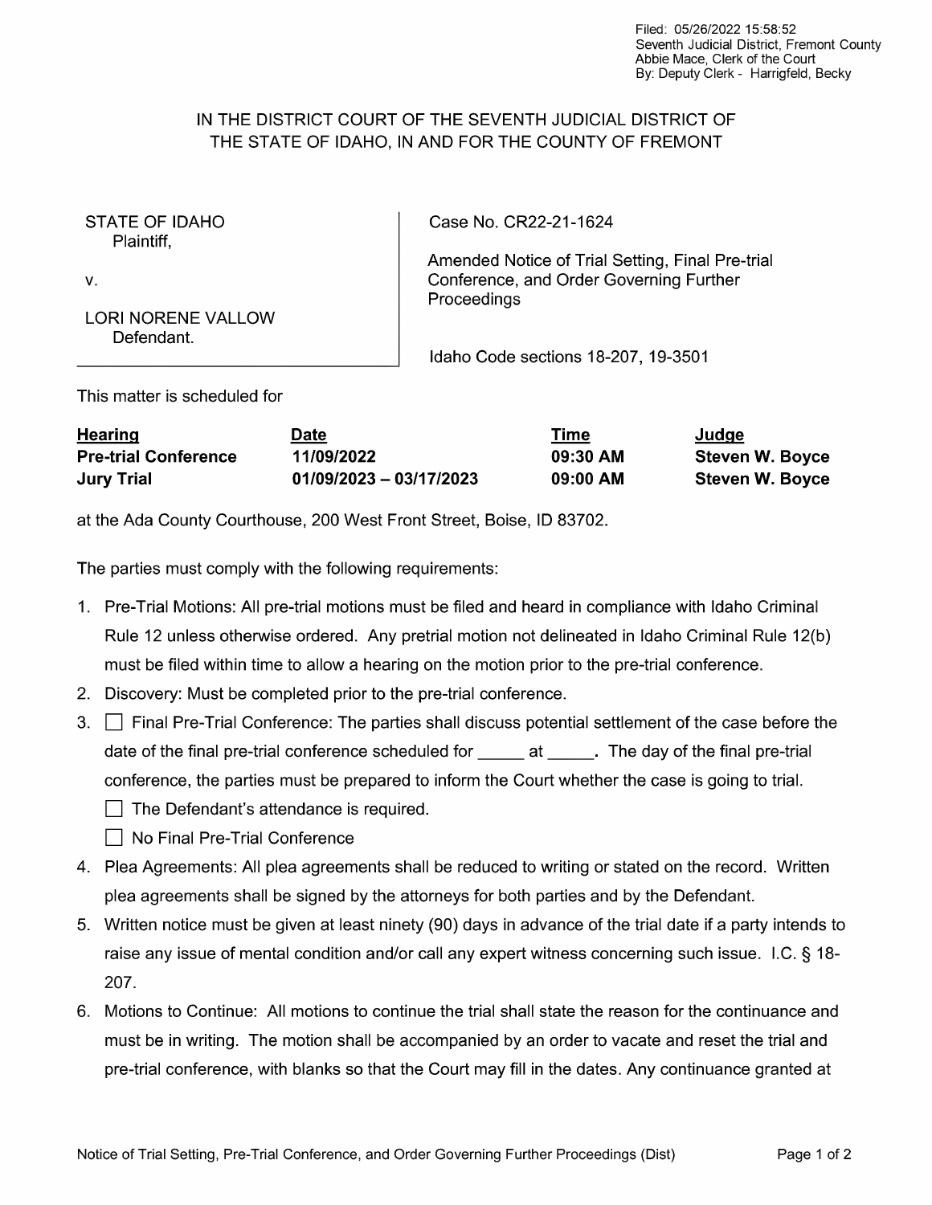Filed: 05/26/2022 15:58:52
Seventh Judicial District, Fremont County
Abbie Mace, Clerk of the Court
By: Deputy Clerk - Harrigfeld, Becky

# IN THE DISTRICT COURT OF THE SEVENTH JUDICIAL DISTRICT OF THE STATE OF IDAHO, IN AND FOR THE COUNTY OF FREMONT

| | |
|---|---|
| STATE OF IDAHO<br>Plaintiff,<br><br>v.<br><br>LORI NORENE VALLOW<br>Defendant. | Case No. CR22-21-1624<br><br>Amended Notice of Trial Setting, Final Pre-trial Conference, and Order Governing Further Proceedings<br><br>Idaho Code sections 18-207, 19-3501 |

This matter is scheduled for

| **Hearing** | **Date** | **Time** | **Judge** |
|---|---|---|---|
| **Pre-trial Conference** | **11/09/2022** | **09:30 AM** | **Steven W. Boyce** |
| **Jury Trial** | **01/09/2023 – 03/17/2023** | **09:00 AM** | **Steven W. Boyce** |

at the Ada County Courthouse, 200 West Front Street, Boise, ID 83702.

The parties must comply with the following requirements:

1. Pre-Trial Motions: All pre-trial motions must be filed and heard in compliance with Idaho Criminal Rule 12 unless otherwise ordered. Any pretrial motion not delineated in Idaho Criminal Rule 12(b) must be filed within time to allow a hearing on the motion prior to the pre-trial conference.
2. Discovery: Must be completed prior to the pre-trial conference.
3. ☐ Final Pre-Trial Conference: The parties shall discuss potential settlement of the case before the date of the final pre-trial conference scheduled for _____ at _____. The day of the final pre-trial conference, the parties must be prepared to inform the Court whether the case is going to trial.
   - ☐ The Defendant's attendance is required.
   - ☐ No Final Pre-Trial Conference
4. Plea Agreements: All plea agreements shall be reduced to writing or stated on the record. Written plea agreements shall be signed by the attorneys for both parties and by the Defendant.
5. Written notice must be given at least ninety (90) days in advance of the trial date if a party intends to raise any issue of mental condition and/or call any expert witness concerning such issue. I.C. § 18-207.
6. Motions to Continue: All motions to continue the trial shall state the reason for the continuance and must be in writing. The motion shall be accompanied by an order to vacate and reset the trial and pre-trial conference, with blanks so that the Court may fill in the dates. Any continuance granted at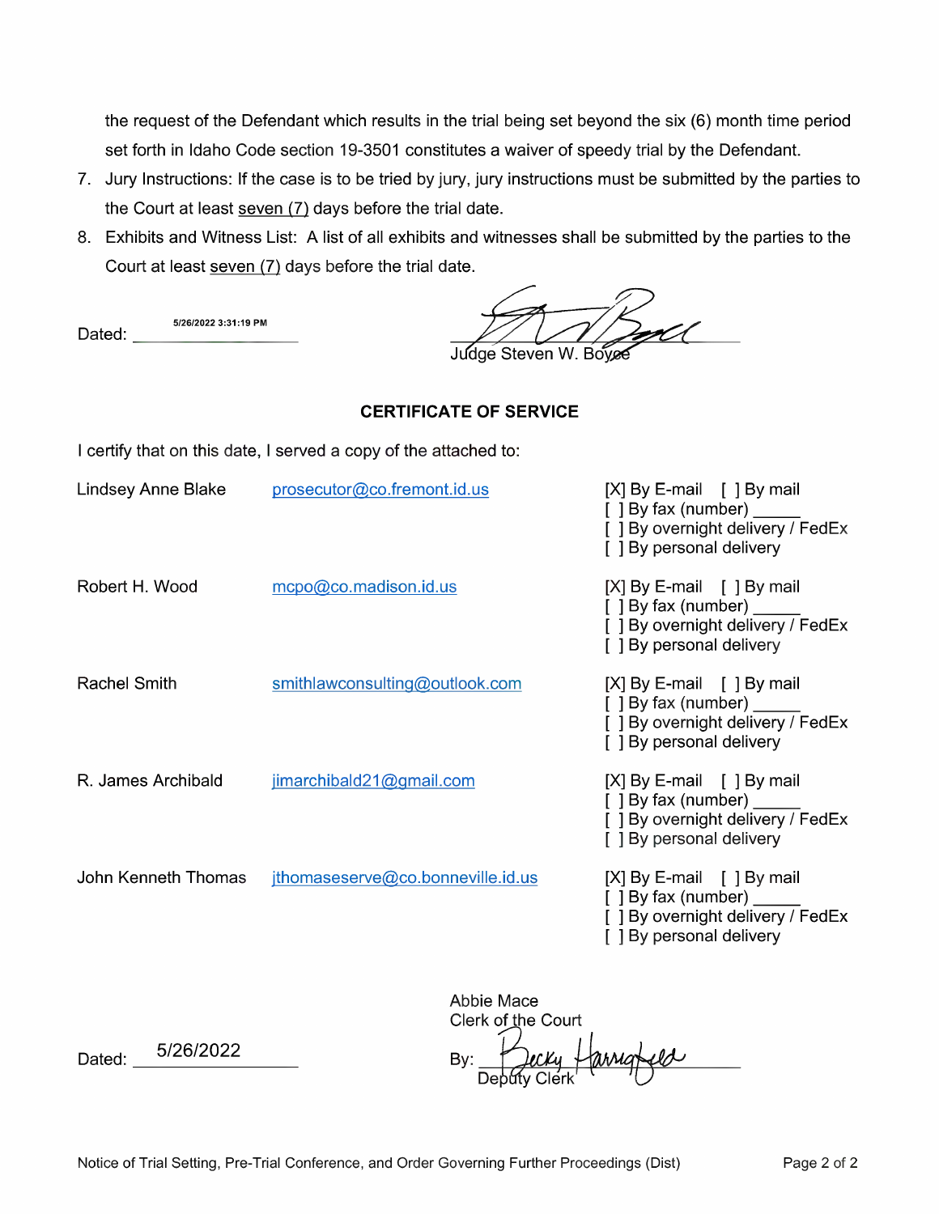the request of the Defendant which results in the trial being set beyond the six (6) month time period set forth in Idaho Code section 19-3501 constitutes a waiver of speedy trial by the Defendant.

7. Jury Instructions: If the case is to be tried by jury, jury instructions must be submitted by the parties to the Court at least seven (7) days before the trial date.
8. Exhibits and Witness List: A list of all exhibits and witnesses shall be submitted by the parties to the Court at least seven (7) days before the trial date.

Dated: 5/26/2022 3:31:19 PM

Judge Steven W. Boyce

## CERTIFICATE OF SERVICE

I certify that on this date, I served a copy of the attached to:

| | | |
|---|---|---|
| Lindsey Anne Blake | prosecutor@co.fremont.id.us | [X] By E-mail [ ] By mail<br>[ ] By fax (number) _____<br>[ ] By overnight delivery / FedEx<br>[ ] By personal delivery |
| Robert H. Wood | mcpo@co.madison.id.us | [X] By E-mail [ ] By mail<br>[ ] By fax (number) _____<br>[ ] By overnight delivery / FedEx<br>[ ] By personal delivery |
| Rachel Smith | smithlawconsulting@outlook.com | [X] By E-mail [ ] By mail<br>[ ] By fax (number) _____<br>[ ] By overnight delivery / FedEx<br>[ ] By personal delivery |
| R. James Archibald | jimarchibald21@gmail.com | [X] By E-mail [ ] By mail<br>[ ] By fax (number) _____<br>[ ] By overnight delivery / FedEx<br>[ ] By personal delivery |
| John Kenneth Thomas | jthomaseserve@co.bonneville.id.us | [X] By E-mail [ ] By mail<br>[ ] By fax (number) _____<br>[ ] By overnight delivery / FedEx<br>[ ] By personal delivery |

Abbie Mace
Clerk of the Court

Dated: 5/26/2022

By: Becky Harrigfeld
Deputy Clerk

Notice of Trial Setting, Pre-Trial Conference, and Order Governing Further Proceedings (Dist)